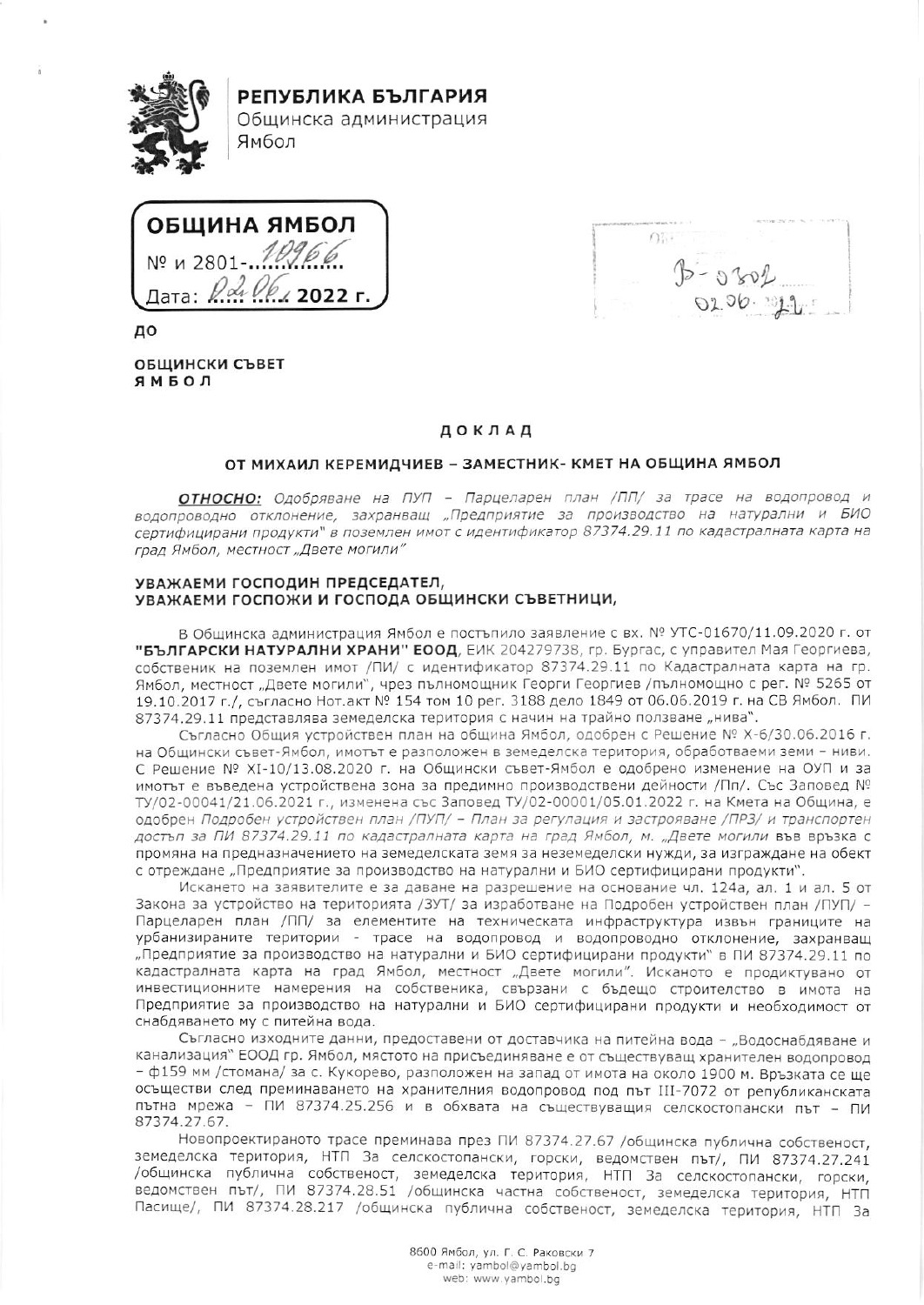**РЕПУБЛИКА БЪЛГАРИЯ**
Общинска администрация
Ямбол

**ОБЩИНА ЯМБОЛ**
№ и 2801-10966
Дата: 02.06. 2022 г.

В-0302
02.06.22

ДО

**ОБЩИНСКИ СЪВЕТ**
**ЯМБОЛ**

## ДОКЛАД

### ОТ МИХАИЛ КЕРЕМИДЧИЕВ – ЗАМЕСТНИК- КМЕТ НА ОБЩИНА ЯМБОЛ

***ОТНОСНО:*** *Одобряване на ПУП – Парцеларен план /ПП/ за трасе на водопровод и водопроводно отклонение, захранващ „Предприятие за производство на натурални и БИО сертифицирани продукти" в поземлен имот с идентификатор 87374.29.11 по кадастралната карта на град Ямбол, местност „Двете могили"*

**УВАЖАЕМИ ГОСПОДИН ПРЕДСЕДАТЕЛ,**
**УВАЖАЕМИ ГОСПОЖИ И ГОСПОДА ОБЩИНСКИ СЪВЕТНИЦИ,**

В Общинска администрация Ямбол е постъпило заявление с вх. № УТС-01670/11.09.2020 г. от **"БЪЛГАРСКИ НАТУРАЛНИ ХРАНИ" ЕООД**, ЕИК 204279738, гр. Бургас, с управител Мая Георгиева, собственик на поземлен имот /ПИ/ с идентификатор 87374.29.11 по Кадастралната карта на гр. Ямбол, местност „Двете могили", чрез пълномощник Георги Георгиев /пълномощно с рег. № 5265 от 19.10.2017 г./, съгласно Нот.акт № 154 том 10 рег. 3188 дело 1849 от 06.06.2019 г. на СВ Ямбол. ПИ 87374.29.11 представлява земеделска територия с начин на трайно ползване „нива".

Съгласно Общия устройствен план на община Ямбол, одобрен с Решение № X-6/30.06.2016 г. на Общински съвет-Ямбол, имотът е разположен в земеделска територия, обработваеми земи – ниви. С Решение № XI-10/13.08.2020 г. на Общински съвет-Ямбол е одобрено изменение на ОУП и за имотът е въведена устройствена зона за предимно производствени дейности /Пп/. Със Заповед № ТУ/02-00041/21.06.2021 г., изменена със Заповед ТУ/02-00001/05.01.2022 г. на Кмета на Община, е одобрен *Подробен устройствен план /ПУП/ – План за регулация и застрояване /ПРЗ/ и транспортен достъп за ПИ 87374.29.11 по кадастралната карта на град Ямбол, м. „Двете могили* във връзка с промяна на предназначението на земеделската земя за неземеделски нужди, за изграждане на обект с отреждане „Предприятие за производство на натурални и БИО сертифицирани продукти".

Искането на заявителите е за даване на разрешение на основание чл. 124а, ал. 1 и ал. 5 от Закона за устройство на територията /ЗУТ/ за изработване на Подробен устройствен план /ПУП/ – Парцеларен план /ПП/ за елементите на техническата инфраструктура извън границите на урбанизираните територии - трасе на водопровод и водопроводно отклонение, захранващ „Предприятие за производство на натурални и БИО сертифицирани продукти" в ПИ 87374.29.11 по кадастралната карта на град Ямбол, местност „Двете могили". Исканото е продиктувано от инвестиционните намерения на собственика, свързани с бъдещо строителство в имота на Предприятие за производство на натурални и БИО сертифицирани продукти и необходимост от снабдяването му с питейна вода.

Съгласно изходните данни, предоставени от доставчика на питейна вода – „Водоснабдяване и канализация" ЕООД гр. Ямбол, мястото на присъединяване е от съществуващ хранителен водопровод – ф159 мм /стомана/ за с. Кукорево, разположен на запад от имота на около 1900 м. Връзката се ще осъществи след преминаването на хранителния водопровод под път III-7072 от републиканската пътна мрежа – ПИ 87374.25.256 и в обхвата на съществуващия селскостопански път – ПИ 87374.27.67.

Новопроектираното трасе преминава през ПИ 87374.27.67 /общинска публична собственост, земеделска територия, НТП За селскостопански, горски, ведомствен път/, ПИ 87374.27.241 /общинска публична собственост, земеделска територия, НТП За селскостопански, горски, ведомствен път/, ПИ 87374.28.51 /общинска частна собственост, земеделска територия, НТП Пасище/, ПИ 87374.28.217 /общинска публична собственост, земеделска територия, НТП За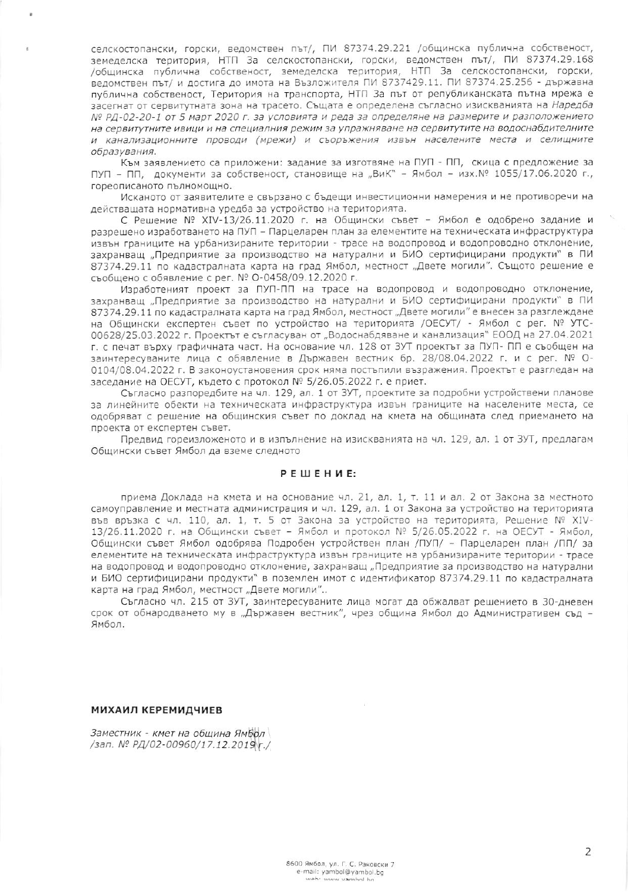селскостопански, горски, ведомствен път/, ПИ 87374.29.221 /общинска публична собственост, земеделска територия, НТП За селскостопански, горски, ведомствен път/, ПИ 87374.29.168 /общинска публична собственост, земеделска територия, НТП За селскостопански, горски, ведомствен път/ и достига до имота на Възложителя ПИ 8737429.11. ПИ 87374.25.256 - държавна публична собственост, Територия на транспорта, НТП За път от републиканската пътна мрежа е засегнат от сервитутната зона на трасето. Същата е определена съгласно изискванията на *Наредба № РД-02-20-1 от 5 март 2020 г. за условията и реда за определяне на размерите и разположението на сервитутните ивици и на специалния режим за упражняване на сервитутите на водоснабдителните и канализационните проводи (мрежи) и съоръжения извън населените места и селищните образувания.*

Към заявлението са приложени: задание за изготвяне на ПУП - ПП, скица с предложение за ПУП – ПП, документи за собственост, становище на „ВиК" – Ямбол – изх.№ 1055/17.06.2020 г., гореописаното пълномощно.

Исканото от заявителите е свързано с бъдещи инвестиционни намерения и не противоречи на действащата нормативна уредба за устройство на територията.

С Решение № XIV-13/26.11.2020 г. на Общински съвет – Ямбол е одобрено задание и разрешено изработването на ПУП – Парцеларен план за елементите на техническата инфраструктура извън границите на урбанизираните територии - трасе на водопровод и водопроводно отклонение, захранващ „Предприятие за производство на натурални и БИО сертифицирани продукти" в ПИ 87374.29.11 по кадастралната карта на град Ямбол, местност „Двете могили". Същото решение е съобщено с обявление с рег. № О-0458/09.12.2020 г.

Изработеният проект за ПУП-ПП на трасе на водопровод и водопроводно отклонение, захранващ „Предприятие за производство на натурални и БИО сертифицирани продукти" в ПИ 87374.29.11 по кадастралната карта на град Ямбол, местност „Двете могили" е внесен за разглеждане на Общински експертен съвет по устройство на територията /ОЕСУТ/ - Ямбол с рег. № УТС-00628/25.03.2022 г. Проектът е съгласуван от „Водоснабдяване и канализация" ЕООД на 27.04.2021 г. с печат върху графичната част. На основание чл. 128 от ЗУТ проектът за ПУП- ПП е съобщен на заинтересуваните лица с обявление в Държавен вестник бр. 28/08.04.2022 г. и с рег. № О-0104/08.04.2022 г. В законоустановения срок няма постъпили възражения. Проектът е разгледан на заседание на ОЕСУТ, където с протокол № 5/26.05.2022 г. е приет.

Съгласно разпоредбите на чл. 129, ал. 1 от ЗУТ, проектите за подробни устройствени планове за линейните обекти на техническата инфраструктура извън границите на населените места, се одобряват с решение на общинския съвет по доклад на кмета на общината след приемането на проекта от експертен съвет.

Предвид гореизложеното и в изпълнение на изискванията на чл. 129, ал. 1 от ЗУТ, предлагам Общински съвет Ямбол да вземе следното

## РЕШЕНИЕ:

приема Доклада на кмета и на основание чл. 21, ал. 1, т. 11 и ал. 2 от Закона за местното самоуправление и местната администрация и чл. 129, ал. 1 от Закона за устройство на територията във връзка с чл. 110, ал. 1, т. 5 от Закона за устройство на територията, Решение № XIV-13/26.11.2020 г. на Общински съвет – Ямбол и протокол № 5/26.05.2022 г. на ОЕСУТ - Ямбол, Общински съвет Ямбол одобрява Подробен устройствен план /ПУП/ – Парцеларен план /ПП/ за елементите на техническата инфраструктура извън границите на урбанизираните територии - трасе на водопровод и водопроводно отклонение, захранващ „Предприятие за производство на натурални и БИО сертифицирани продукти" в поземлен имот с идентификатор 87374.29.11 по кадастралната карта на град Ямбол, местност „Двете могили"..

Съгласно чл. 215 от ЗУТ, заинтересуваните лица могат да обжалват решението в 30-дневен срок от обнародването му в „Държавен вестник", чрез община Ямбол до Административен съд – Ямбол.

**МИХАИЛ КЕРЕМИДЧИЕВ**

*Заместник - кмет на община Ямбол*
*/зап. № РД/02-00960/17.12.2019 г./*